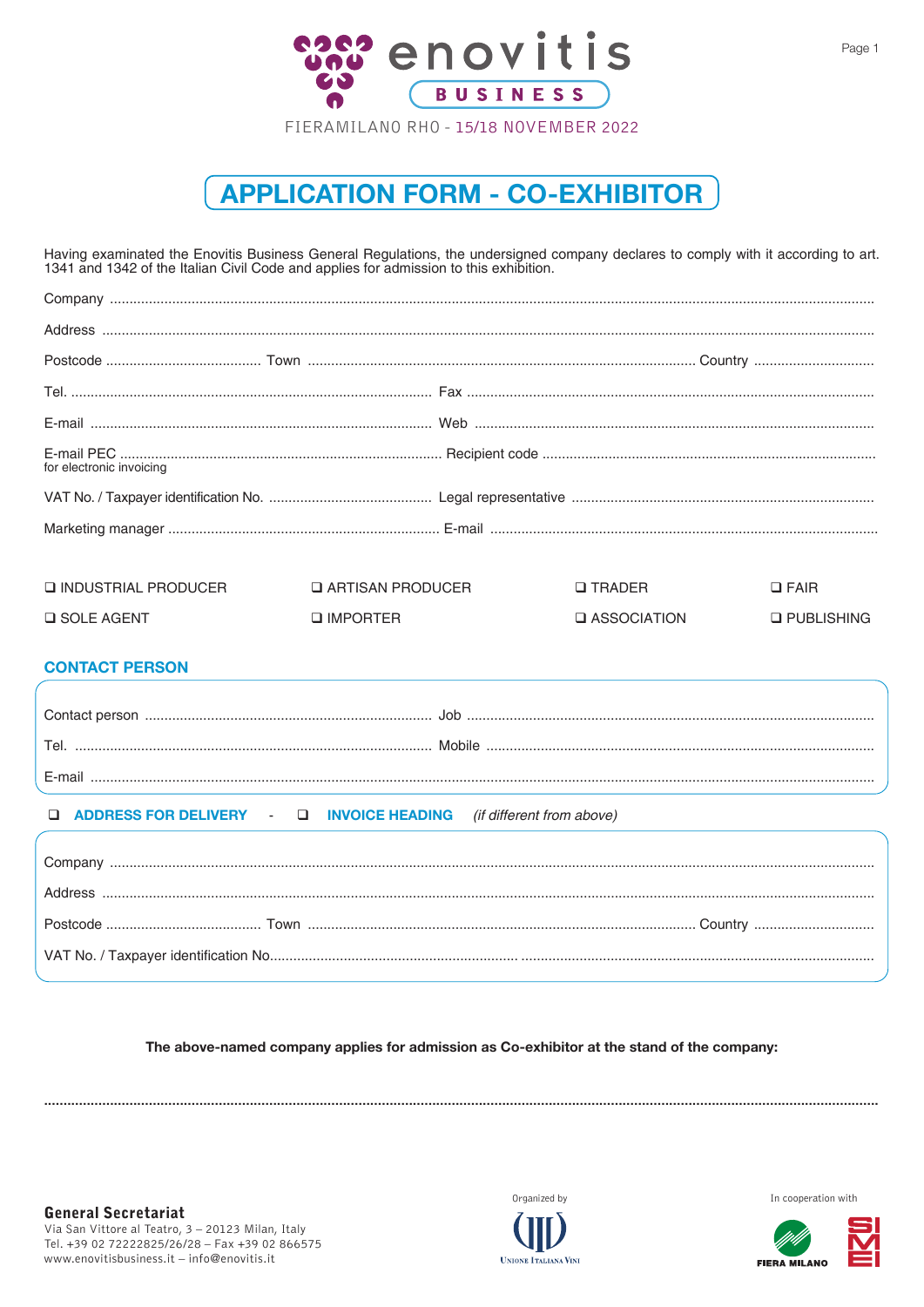enovitis BUSINESS

FIERAMILANO RHO - 15/18 NOVEMBER 2022

# APPLICATION FORM - CO-EXHIBITOR

Having examined the Enovitis Business General Regulations, the undersigned company declares to comply with it according to art. 1341 and 1342 of the Italian Civil Code and applies for admission to this exhibition.

Company ..................................................................................................................................................................

Address ..................................................................................................................................................................

Postcode ........................................ Town .................................................................................................... Country ...............................

Tel. ............................................................................................. Fax ..........................................................................................................

E-mail ........................................................................................ Web ........................................................................................................

E-mail PEC ................................................................................... Recipient code .....................................................................................
for electronic invoicing

VAT No. / Taxpayer identification No. .......................................... Legal representative ..............................................................................

Marketing manager ..................................................................... E-mail ....................................................................................................

❑ INDUSTRIAL PRODUCER ❑ ARTISAN PRODUCER ❑ TRADER ❑ FAIR

❑ SOLE AGENT ❑ IMPORTER ❑ ASSOCIATION ❑ PUBLISHING

## CONTACT PERSON

Contact person .......................................................................... Job ..........................................................................................................

Tel. ........................................................................................... Mobile .....................................................................................................

E-mail ......................................................................................................................................................................................................

❑ **ADDRESS FOR DELIVERY** - ❑ **INVOICE HEADING** *(if different from above)*

Company ..................................................................................................................................................................

Address ..................................................................................................................................................................

Postcode ........................................ Town .................................................................................................... Country ...............................

VAT No. / Taxpayer identification No.................................................................... ..........................................................................................

**The above-named company applies for admission as Co-exhibitor at the stand of the company:**

..................................................................................................................................................................................................................

**General Secretariat**
Via San Vittore al Teatro, 3 – 20123 Milan, Italy
Tel. +39 02 72222825/26/28 – Fax +39 02 866575
www.enovitisbusiness.it – info@enovitis.it

Organized by
Unione Italiana Vini

In cooperation with
FIERA MILANO
SIMEI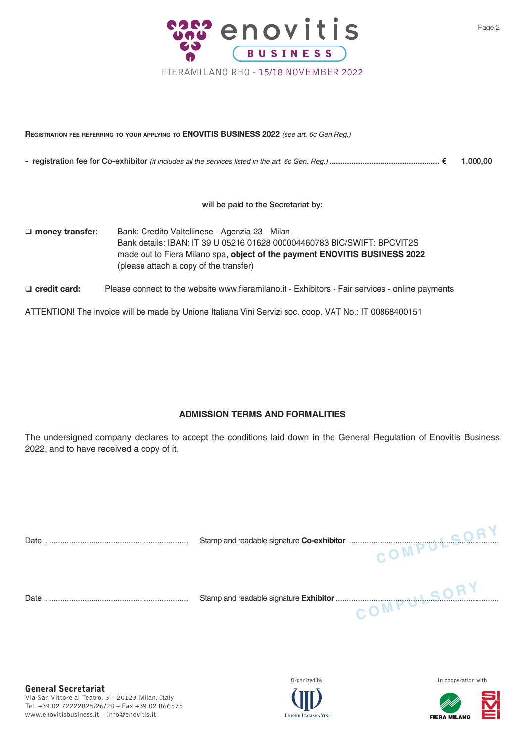**Registration fee referring to your applying to ENOVITIS BUSINESS 2022** *(see art. 6c Gen.Reg.)*

- **registration fee for Co-exhibitor** *(it includes all the services listed in the art. 6c Gen. Reg.)* ................................................. € **1.000,00**

**will be paid to the Secretariat by:**

❑ **money transfer**: Bank: Credito Valtellinese - Agenzia 23 - Milan
Bank details: IBAN: IT 39 U 05216 01628 000004460783 BIC/SWIFT: BPCVIT2S
made out to Fiera Milano spa, **object of the payment ENOVITIS BUSINESS 2022**
(please attach a copy of the transfer)

❑ **credit card:** Please connect to the website www.fieramilano.it - Exhibitors - Fair services - online payments

ATTENTION! The invoice will be made by Unione Italiana Vini Servizi soc. coop. VAT No.: IT 00868400151

## ADMISSION TERMS AND FORMALITIES

The undersigned company declares to accept the conditions laid down in the General Regulation of Enovitis Business 2022, and to have received a copy of it.

Date ................................................................ Stamp and readable signature **Co-exhibitor** .................................................................. COMPULSORY

Date ................................................................ Stamp and readable signature **Exhibitor** .................................................................. COMPULSORY

**General Secretariat**
Via San Vittore al Teatro, 3 – 20123 Milan, Italy
Tel. +39 02 72222825/26/28 – Fax +39 02 866575
www.enovitisbusiness.it – info@enovitis.it

Organized by Unione Italiana Vini

In cooperation with Fiera Milano, SIMEI